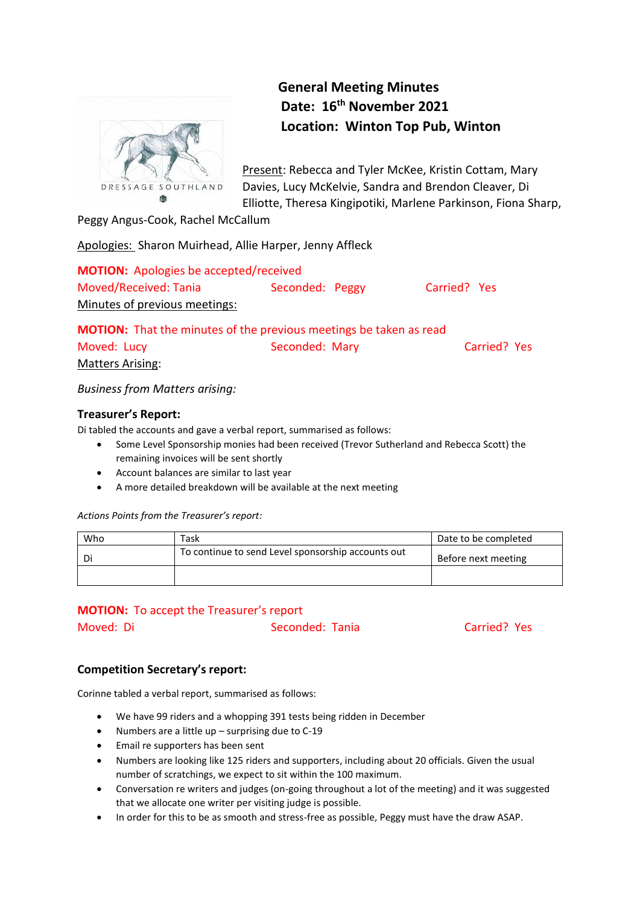# General Meeting Minutes

**Date: 16th November 2021**

**Location: Winton Top Pub, Winton**

DRESSAGE SOUTHLAND

Present: Rebecca and Tyler McKee, Kristin Cottam, Mary Davies, Lucy McKelvie, Sandra and Brendon Cleaver, Di Elliotte, Theresa Kingipotiki, Marlene Parkinson, Fiona Sharp, Peggy Angus-Cook, Rachel McCallum

Apologies: Sharon Muirhead, Allie Harper, Jenny Affleck

**MOTION:** Apologies be accepted/received

Moved/Received: Tania Seconded: Peggy Carried? Yes

Minutes of previous meetings:

**MOTION:** That the minutes of the previous meetings be taken as read

Moved: Lucy Seconded: Mary Carried? Yes

Matters Arising:

*Business from Matters arising:*

### Treasurer's Report:

Di tabled the accounts and gave a verbal report, summarised as follows:

- Some Level Sponsorship monies had been received (Trevor Sutherland and Rebecca Scott) the remaining invoices will be sent shortly
- Account balances are similar to last year
- A more detailed breakdown will be available at the next meeting

*Actions Points from the Treasurer's report:*

| Who | Task | Date to be completed |
| --- | --- | --- |
| Di | To continue to send Level sponsorship accounts out | Before next meeting |
| | | |

**MOTION:** To accept the Treasurer's report

Moved: Di Seconded: Tania Carried? Yes

### Competition Secretary's report:

Corinne tabled a verbal report, summarised as follows:

- We have 99 riders and a whopping 391 tests being ridden in December
- Numbers are a little up – surprising due to C-19
- Email re supporters has been sent
- Numbers are looking like 125 riders and supporters, including about 20 officials. Given the usual number of scratchings, we expect to sit within the 100 maximum.
- Conversation re writers and judges (on-going throughout a lot of the meeting) and it was suggested that we allocate one writer per visiting judge is possible.
- In order for this to be as smooth and stress-free as possible, Peggy must have the draw ASAP.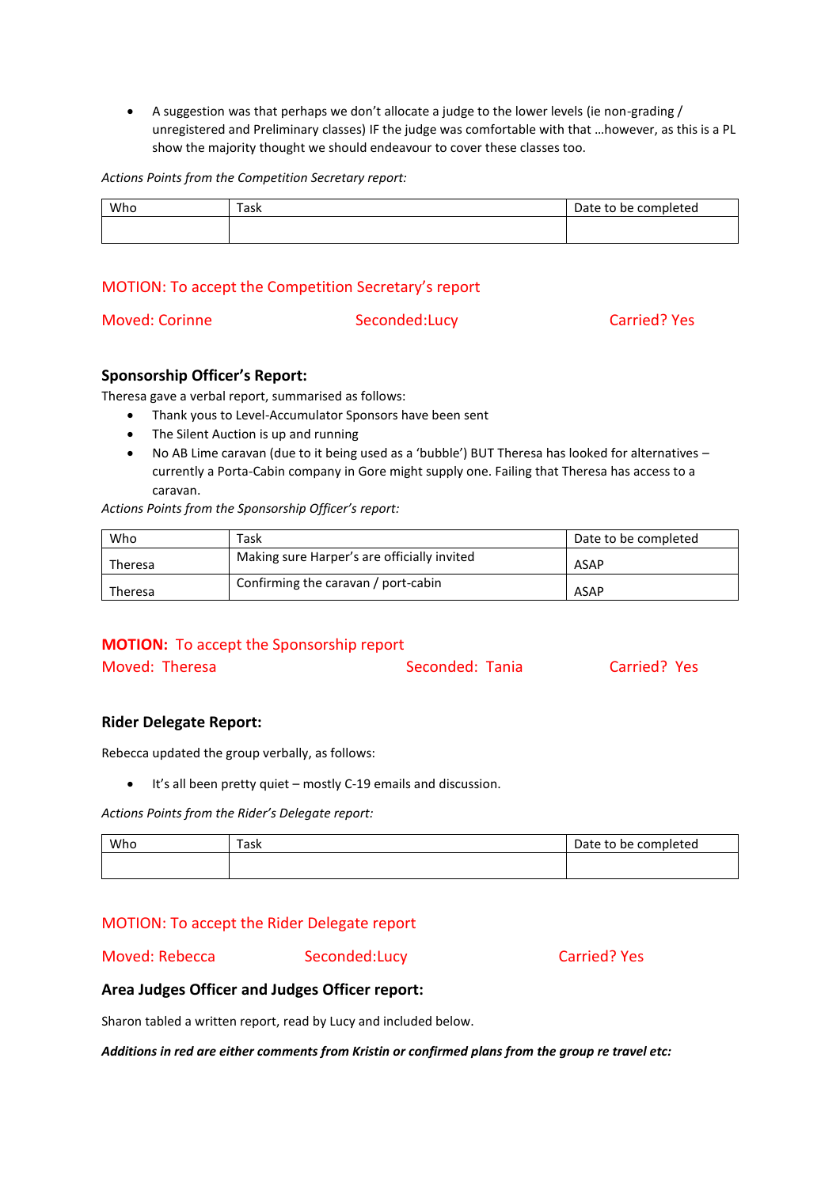- A suggestion was that perhaps we don't allocate a judge to the lower levels (ie non-grading / unregistered and Preliminary classes) IF the judge was comfortable with that …however, as this is a PL show the majority thought we should endeavour to cover these classes too.

*Actions Points from the Competition Secretary report:*

| Who | Task | Date to be completed |
|---|---|---|
| | | |

MOTION: To accept the Competition Secretary's report

Moved: Corinne    Seconded:Lucy    Carried? Yes

**Sponsorship Officer's Report:**

Theresa gave a verbal report, summarised as follows:

- Thank yous to Level-Accumulator Sponsors have been sent
- The Silent Auction is up and running
- No AB Lime caravan (due to it being used as a 'bubble') BUT Theresa has looked for alternatives – currently a Porta-Cabin company in Gore might supply one. Failing that Theresa has access to a caravan.

*Actions Points from the Sponsorship Officer's report:*

| Who | Task | Date to be completed |
|---|---|---|
| Theresa | Making sure Harper's are officially invited | ASAP |
| Theresa | Confirming the caravan / port-cabin | ASAP |

**MOTION:** To accept the Sponsorship report

Moved: Theresa    Seconded: Tania    Carried? Yes

**Rider Delegate Report:**

Rebecca updated the group verbally, as follows:

- It's all been pretty quiet – mostly C-19 emails and discussion.

*Actions Points from the Rider's Delegate report:*

| Who | Task | Date to be completed |
|---|---|---|
| | | |

MOTION: To accept the Rider Delegate report

Moved: Rebecca    Seconded:Lucy    Carried? Yes

**Area Judges Officer and Judges Officer report:**

Sharon tabled a written report, read by Lucy and included below.

***Additions in red are either comments from Kristin or confirmed plans from the group re travel etc:***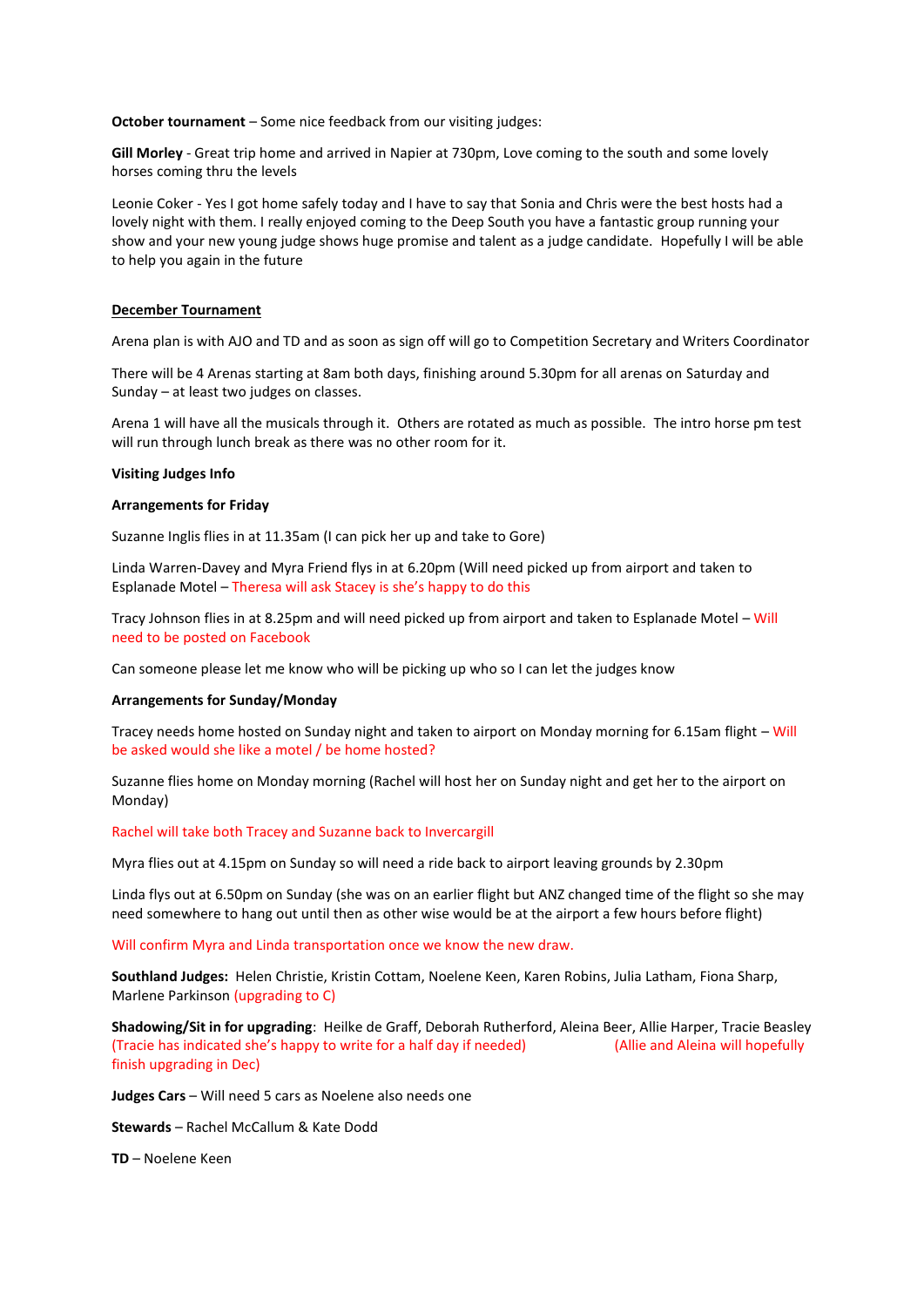**October tournament** – Some nice feedback from our visiting judges:

**Gill Morley** - Great trip home and arrived in Napier at 730pm, Love coming to the south and some lovely horses coming thru the levels

Leonie Coker - Yes I got home safely today and I have to say that Sonia and Chris were the best hosts had a lovely night with them. I really enjoyed coming to the Deep South you have a fantastic group running your show and your new young judge shows huge promise and talent as a judge candidate. Hopefully I will be able to help you again in the future

**December Tournament**

Arena plan is with AJO and TD and as soon as sign off will go to Competition Secretary and Writers Coordinator

There will be 4 Arenas starting at 8am both days, finishing around 5.30pm for all arenas on Saturday and Sunday – at least two judges on classes.

Arena 1 will have all the musicals through it. Others are rotated as much as possible. The intro horse pm test will run through lunch break as there was no other room for it.

**Visiting Judges Info**

**Arrangements for Friday**

Suzanne Inglis flies in at 11.35am (I can pick her up and take to Gore)

Linda Warren-Davey and Myra Friend flys in at 6.20pm (Will need picked up from airport and taken to Esplanade Motel – Theresa will ask Stacey is she's happy to do this

Tracy Johnson flies in at 8.25pm and will need picked up from airport and taken to Esplanade Motel – Will need to be posted on Facebook

Can someone please let me know who will be picking up who so I can let the judges know

**Arrangements for Sunday/Monday**

Tracey needs home hosted on Sunday night and taken to airport on Monday morning for 6.15am flight – Will be asked would she like a motel / be home hosted?

Suzanne flies home on Monday morning (Rachel will host her on Sunday night and get her to the airport on Monday)

Rachel will take both Tracey and Suzanne back to Invercargill

Myra flies out at 4.15pm on Sunday so will need a ride back to airport leaving grounds by 2.30pm

Linda flys out at 6.50pm on Sunday (she was on an earlier flight but ANZ changed time of the flight so she may need somewhere to hang out until then as other wise would be at the airport a few hours before flight)

Will confirm Myra and Linda transportation once we know the new draw.

**Southland Judges:** Helen Christie, Kristin Cottam, Noelene Keen, Karen Robins, Julia Latham, Fiona Sharp, Marlene Parkinson (upgrading to C)

**Shadowing/Sit in for upgrading**: Heilke de Graff, Deborah Rutherford, Aleina Beer, Allie Harper, Tracie Beasley (Tracie has indicated she's happy to write for a half day if needed) (Allie and Aleina will hopefully finish upgrading in Dec)

**Judges Cars** – Will need 5 cars as Noelene also needs one

**Stewards** – Rachel McCallum & Kate Dodd

**TD** – Noelene Keen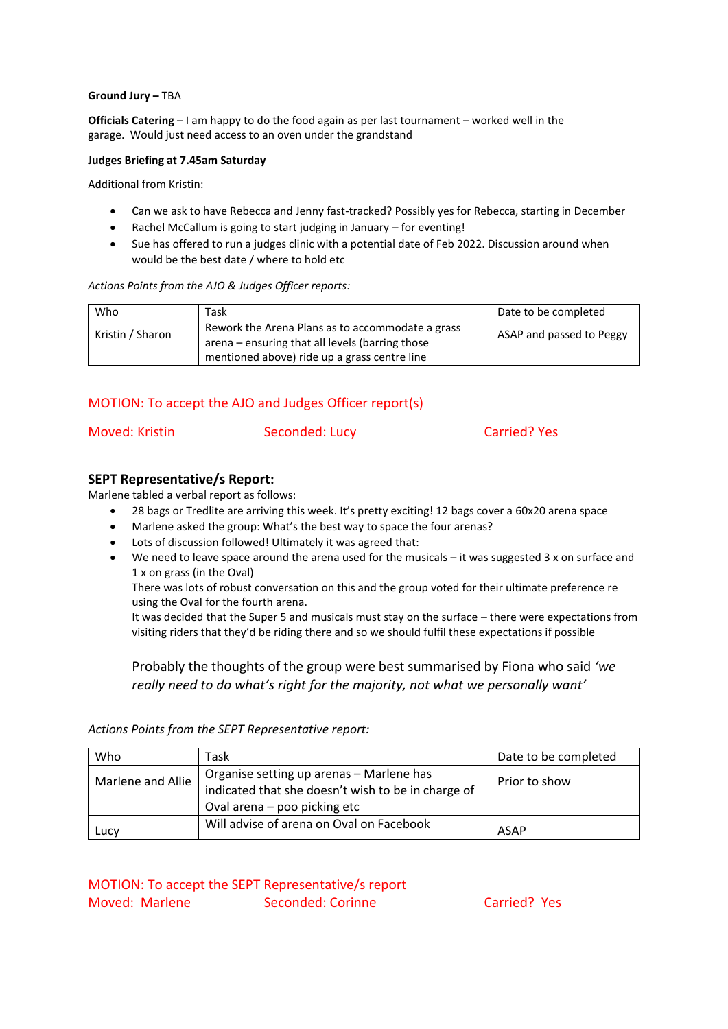**Ground Jury –** TBA

**Officials Catering** – I am happy to do the food again as per last tournament – worked well in the garage. Would just need access to an oven under the grandstand

**Judges Briefing at 7.45am Saturday**

Additional from Kristin:

- Can we ask to have Rebecca and Jenny fast-tracked? Possibly yes for Rebecca, starting in December
- Rachel McCallum is going to start judging in January – for eventing!
- Sue has offered to run a judges clinic with a potential date of Feb 2022. Discussion around when would be the best date / where to hold etc

*Actions Points from the AJO & Judges Officer reports:*

| Who | Task | Date to be completed |
|---|---|---|
| Kristin / Sharon | Rework the Arena Plans as to accommodate a grass arena – ensuring that all levels (barring those mentioned above) ride up a grass centre line | ASAP and passed to Peggy |

MOTION: To accept the AJO and Judges Officer report(s)

Moved: Kristin Seconded: Lucy Carried? Yes

### SEPT Representative/s Report:

Marlene tabled a verbal report as follows:

- 28 bags or Tredlite are arriving this week. It's pretty exciting! 12 bags cover a 60x20 arena space
- Marlene asked the group: What's the best way to space the four arenas?
- Lots of discussion followed! Ultimately it was agreed that:
- We need to leave space around the arena used for the musicals – it was suggested 3 x on surface and 1 x on grass (in the Oval)
  There was lots of robust conversation on this and the group voted for their ultimate preference re using the Oval for the fourth arena.
  It was decided that the Super 5 and musicals must stay on the surface – there were expectations from visiting riders that they'd be riding there and so we should fulfil these expectations if possible

  Probably the thoughts of the group were best summarised by Fiona who said *'we really need to do what's right for the majority, not what we personally want'*

*Actions Points from the SEPT Representative report:*

| Who | Task | Date to be completed |
|---|---|---|
| Marlene and Allie | Organise setting up arenas – Marlene has indicated that she doesn't wish to be in charge of Oval arena – poo picking etc | Prior to show |
| Lucy | Will advise of arena on Oval on Facebook | ASAP |

MOTION: To accept the SEPT Representative/s report
Moved: Marlene Seconded: Corinne Carried? Yes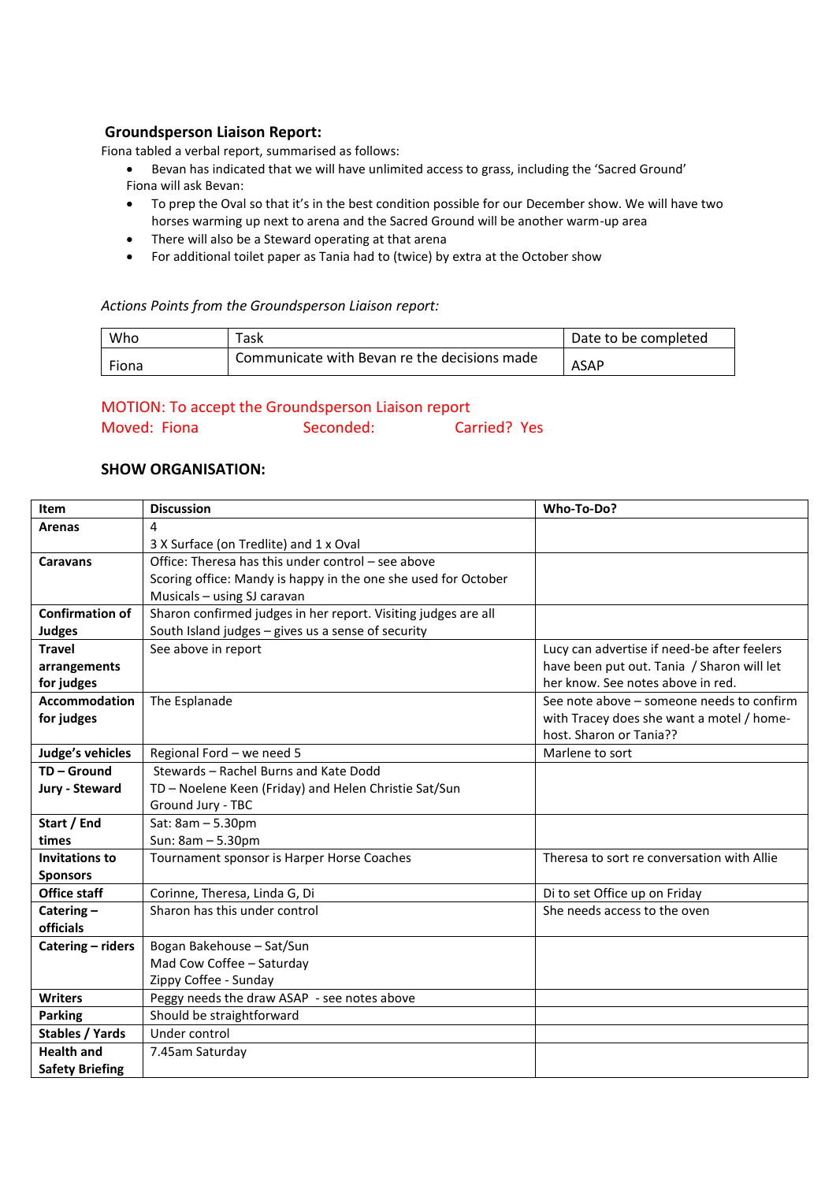### Groundsperson Liaison Report:

Fiona tabled a verbal report, summarised as follows:

- Bevan has indicated that we will have unlimited access to grass, including the 'Sacred Ground'

Fiona will ask Bevan:

- To prep the Oval so that it's in the best condition possible for our December show. We will have two horses warming up next to arena and the Sacred Ground will be another warm-up area
- There will also be a Steward operating at that arena
- For additional toilet paper as Tania had to (twice) by extra at the October show

*Actions Points from the Groundsperson Liaison report:*

| Who | Task | Date to be completed |
|---|---|---|
| Fiona | Communicate with Bevan re the decisions made | ASAP |

MOTION: To accept the Groundsperson Liaison report
Moved: Fiona Seconded: Carried? Yes

### SHOW ORGANISATION:

| Item | Discussion | Who-To-Do? |
|---|---|---|
| **Arenas** | 4<br>3 X Surface (on Tredlite) and 1 x Oval | |
| **Caravans** | Office: Theresa has this under control – see above<br>Scoring office: Mandy is happy in the one she used for October Musicals – using SJ caravan | |
| **Confirmation of Judges** | Sharon confirmed judges in her report. Visiting judges are all South Island judges – gives us a sense of security | |
| **Travel arrangements for judges** | See above in report | Lucy can advertise if need-be after feelers have been put out. Tania / Sharon will let her know. See notes above in red. |
| **Accommodation for judges** | The Esplanade | See note above – someone needs to confirm with Tracey does she want a motel / home-host. Sharon or Tania?? |
| **Judge's vehicles** | Regional Ford – we need 5 | Marlene to sort |
| **TD – Ground Jury - Steward** | Stewards – Rachel Burns and Kate Dodd<br>TD – Noelene Keen (Friday) and Helen Christie Sat/Sun<br>Ground Jury - TBC | |
| **Start / End times** | Sat: 8am – 5.30pm<br>Sun: 8am – 5.30pm | |
| **Invitations to Sponsors** | Tournament sponsor is Harper Horse Coaches | Theresa to sort re conversation with Allie |
| **Office staff** | Corinne, Theresa, Linda G, Di | Di to set Office up on Friday |
| **Catering – officials** | Sharon has this under control | She needs access to the oven |
| **Catering – riders** | Bogan Bakehouse – Sat/Sun<br>Mad Cow Coffee – Saturday<br>Zippy Coffee - Sunday | |
| **Writers** | Peggy needs the draw ASAP - see notes above | |
| **Parking** | Should be straightforward | |
| **Stables / Yards** | Under control | |
| **Health and Safety Briefing** | 7.45am Saturday | |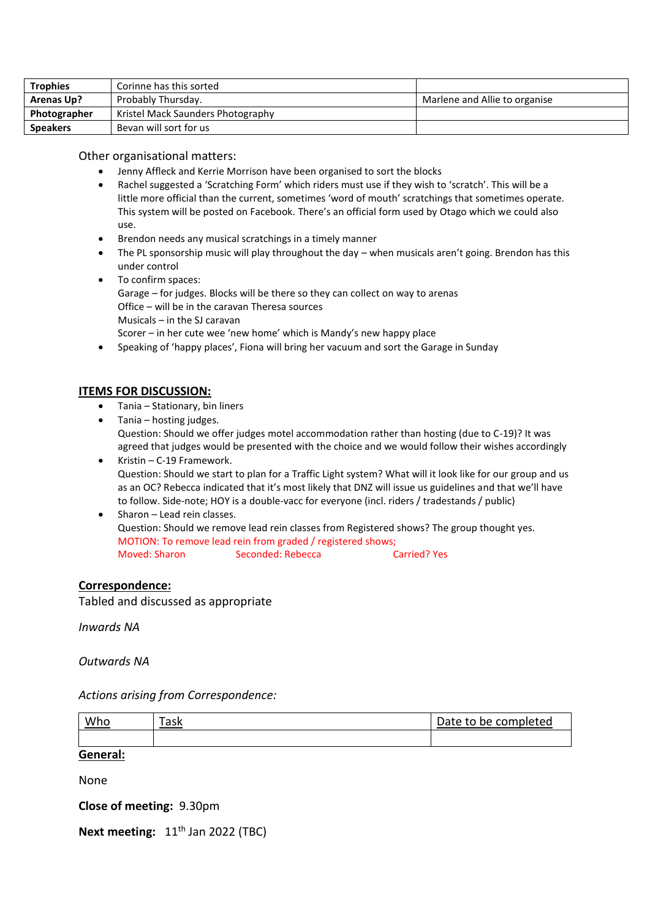| | | |
|---|---|---|
| **Trophies** | Corinne has this sorted | |
| **Arenas Up?** | Probably Thursday. | Marlene and Allie to organise |
| **Photographer** | Kristel Mack Saunders Photography | |
| **Speakers** | Bevan will sort for us | |

Other organisational matters:

- Jenny Affleck and Kerrie Morrison have been organised to sort the blocks
- Rachel suggested a 'Scratching Form' which riders must use if they wish to 'scratch'. This will be a little more official than the current, sometimes 'word of mouth' scratchings that sometimes operate. This system will be posted on Facebook. There's an official form used by Otago which we could also use.
- Brendon needs any musical scratchings in a timely manner
- The PL sponsorship music will play throughout the day – when musicals aren't going. Brendon has this under control
- To confirm spaces:
  Garage – for judges. Blocks will be there so they can collect on way to arenas
  Office – will be in the caravan Theresa sources
  Musicals – in the SJ caravan
  Scorer – in her cute wee 'new home' which is Mandy's new happy place
- Speaking of 'happy places', Fiona will bring her vacuum and sort the Garage in Sunday

## ITEMS FOR DISCUSSION:

- Tania – Stationary, bin liners
- Tania – hosting judges.
  Question: Should we offer judges motel accommodation rather than hosting (due to C-19)? It was agreed that judges would be presented with the choice and we would follow their wishes accordingly
- Kristin – C-19 Framework.
  Question: Should we start to plan for a Traffic Light system? What will it look like for our group and us as an OC? Rebecca indicated that it's most likely that DNZ will issue us guidelines and that we'll have to follow. Side-note; HOY is a double-vacc for everyone (incl. riders / tradestands / public)
- Sharon – Lead rein classes.
  Question: Should we remove lead rein classes from Registered shows? The group thought yes.
  MOTION: To remove lead rein from graded / registered shows;
  Moved: Sharon Seconded: Rebecca Carried? Yes

## Correspondence:

Tabled and discussed as appropriate

*Inwards NA*

*Outwards NA*

*Actions arising from Correspondence:*

| Who | Task | Date to be completed |
|---|---|---|
| | | |

## General:

None

**Close of meeting:** 9.30pm

**Next meeting:** 11th Jan 2022 (TBC)